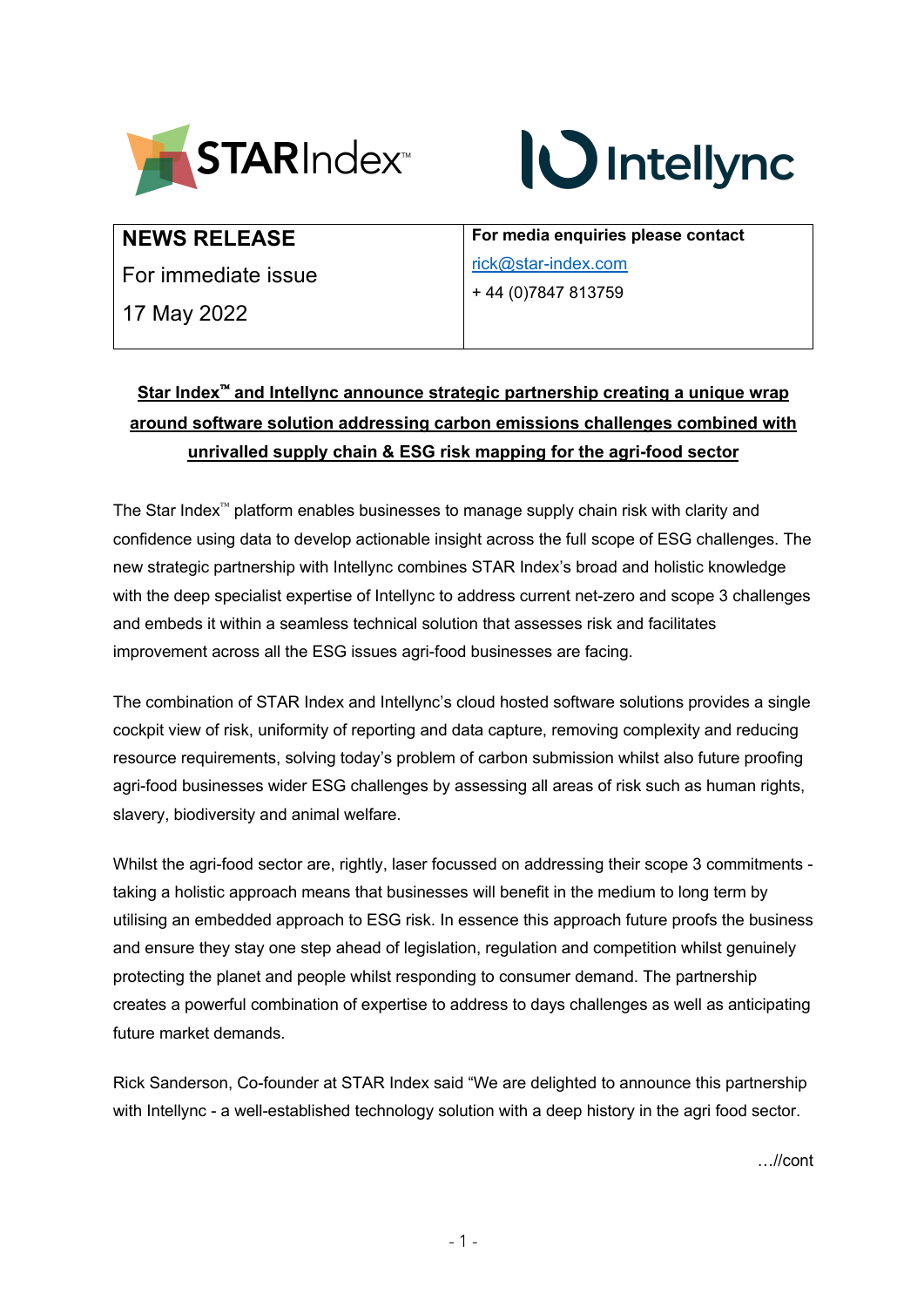| NEWS RELEASE<br>For immediate issue<br>17 May 2022 | **For media enquiries please contact**<br>rick@star-index.com<br>+ 44 (0)7847 813759 |
|---|---|

**Star Index™ and Intellync announce strategic partnership creating a unique wrap around software solution addressing carbon emissions challenges combined with unrivalled supply chain & ESG risk mapping for the agri-food sector**

The Star Index™ platform enables businesses to manage supply chain risk with clarity and confidence using data to develop actionable insight across the full scope of ESG challenges. The new strategic partnership with Intellync combines STAR Index's broad and holistic knowledge with the deep specialist expertise of Intellync to address current net-zero and scope 3 challenges and embeds it within a seamless technical solution that assesses risk and facilitates improvement across all the ESG issues agri-food businesses are facing.

The combination of STAR Index and Intellync's cloud hosted software solutions provides a single cockpit view of risk, uniformity of reporting and data capture, removing complexity and reducing resource requirements, solving today's problem of carbon submission whilst also future proofing agri-food businesses wider ESG challenges by assessing all areas of risk such as human rights, slavery, biodiversity and animal welfare.

Whilst the agri-food sector are, rightly, laser focussed on addressing their scope 3 commitments - taking a holistic approach means that businesses will benefit in the medium to long term by utilising an embedded approach to ESG risk. In essence this approach future proofs the business and ensure they stay one step ahead of legislation, regulation and competition whilst genuinely protecting the planet and people whilst responding to consumer demand. The partnership creates a powerful combination of expertise to address to days challenges as well as anticipating future market demands.

Rick Sanderson, Co-founder at STAR Index said "We are delighted to announce this partnership with Intellync - a well-established technology solution with a deep history in the agri food sector.

…//cont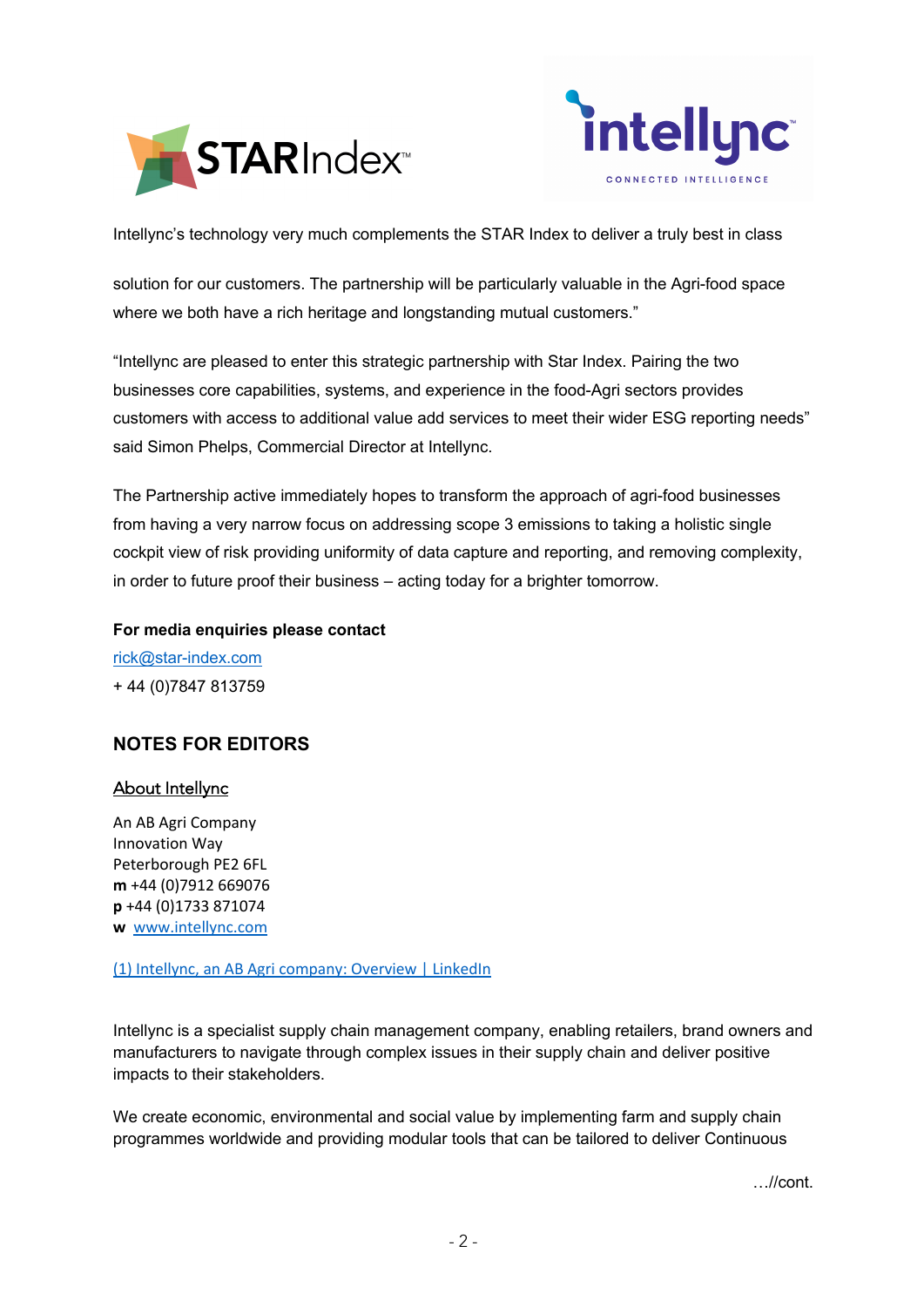Intellync's technology very much complements the STAR Index to deliver a truly best in class

solution for our customers. The partnership will be particularly valuable in the Agri-food space where we both have a rich heritage and longstanding mutual customers."

"Intellync are pleased to enter this strategic partnership with Star Index. Pairing the two businesses core capabilities, systems, and experience in the food-Agri sectors provides customers with access to additional value add services to meet their wider ESG reporting needs" said Simon Phelps, Commercial Director at Intellync.

The Partnership active immediately hopes to transform the approach of agri-food businesses from having a very narrow focus on addressing scope 3 emissions to taking a holistic single cockpit view of risk providing uniformity of data capture and reporting, and removing complexity, in order to future proof their business – acting today for a brighter tomorrow.

**For media enquiries please contact**

rick@star-index.com

+ 44 (0)7847 813759

## NOTES FOR EDITORS

### About Intellync

An AB Agri Company
Innovation Way
Peterborough PE2 6FL
**m** +44 (0)7912 669076
**p** +44 (0)1733 871074
**w** www.intellync.com

(1) Intellync, an AB Agri company: Overview | LinkedIn

Intellync is a specialist supply chain management company, enabling retailers, brand owners and manufacturers to navigate through complex issues in their supply chain and deliver positive impacts to their stakeholders.

We create economic, environmental and social value by implementing farm and supply chain programmes worldwide and providing modular tools that can be tailored to deliver Continuous

…//cont.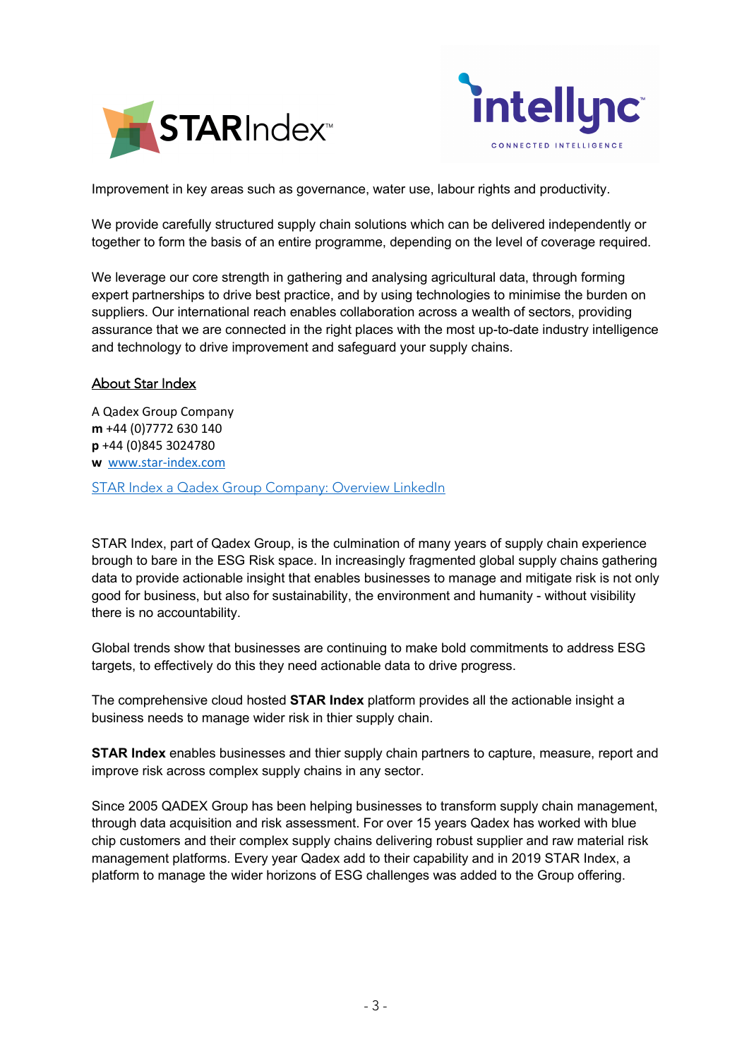Improvement in key areas such as governance, water use, labour rights and productivity.

We provide carefully structured supply chain solutions which can be delivered independently or together to form the basis of an entire programme, depending on the level of coverage required.

We leverage our core strength in gathering and analysing agricultural data, through forming expert partnerships to drive best practice, and by using technologies to minimise the burden on suppliers. Our international reach enables collaboration across a wealth of sectors, providing assurance that we are connected in the right places with the most up-to-date industry intelligence and technology to drive improvement and safeguard your supply chains.

## About Star Index

A Qadex Group Company
**m** +44 (0)7772 630 140
**p** +44 (0)845 3024780
**w** [www.star-index.com](www.star-index.com)

[STAR Index a Qadex Group Company: Overview LinkedIn]()

STAR Index, part of Qadex Group, is the culmination of many years of supply chain experience brough to bare in the ESG Risk space. In increasingly fragmented global supply chains gathering data to provide actionable insight that enables businesses to manage and mitigate risk is not only good for business, but also for sustainability, the environment and humanity - without visibility there is no accountability.

Global trends show that businesses are continuing to make bold commitments to address ESG targets, to effectively do this they need actionable data to drive progress.

The comprehensive cloud hosted **STAR Index** platform provides all the actionable insight a business needs to manage wider risk in thier supply chain.

**STAR Index** enables businesses and thier supply chain partners to capture, measure, report and improve risk across complex supply chains in any sector.

Since 2005 QADEX Group has been helping businesses to transform supply chain management, through data acquisition and risk assessment. For over 15 years Qadex has worked with blue chip customers and their complex supply chains delivering robust supplier and raw material risk management platforms. Every year Qadex add to their capability and in 2019 STAR Index, a platform to manage the wider horizons of ESG challenges was added to the Group offering.